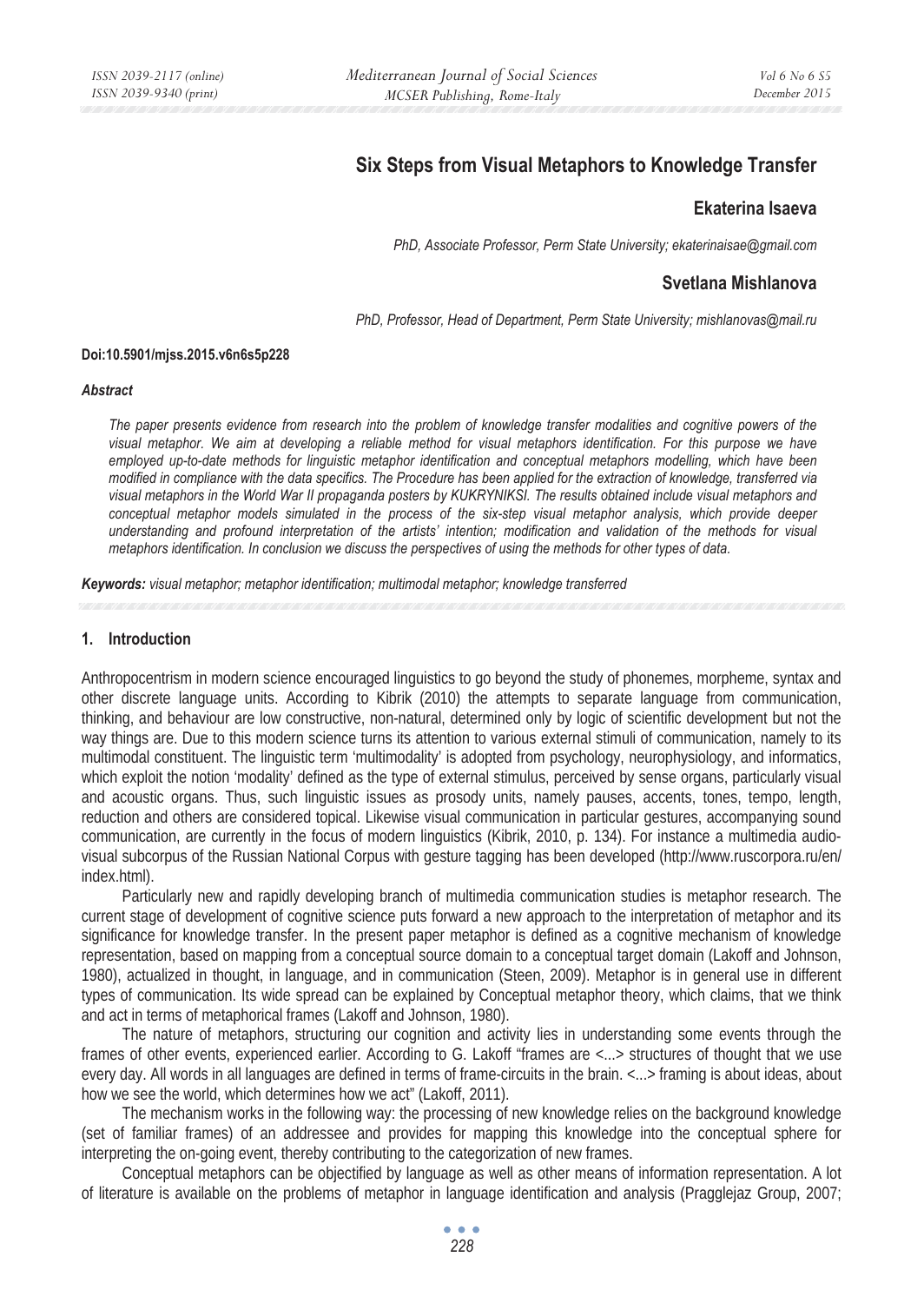# Six Steps from Visual Metaphors to Knowledge Transfer

**Ekaterina Isaeva**

*PhD, Associate Professor, Perm State University; ekaterinaisae@gmail.com*

**Svetlana Mishlanova**

*PhD, Professor, Head of Department, Perm State University; mishlanovas@mail.ru*

**Doi:10.5901/mjss.2015.v6n6s5p228**

***Abstract***

*The paper presents evidence from research into the problem of knowledge transfer modalities and cognitive powers of the visual metaphor. We aim at developing a reliable method for visual metaphors identification. For this purpose we have employed up-to-date methods for linguistic metaphor identification and conceptual metaphors modelling, which have been modified in compliance with the data specifics. The Procedure has been applied for the extraction of knowledge, transferred via visual metaphors in the World War II propaganda posters by KUKRYNIKSI. The results obtained include visual metaphors and conceptual metaphor models simulated in the process of the six-step visual metaphor analysis, which provide deeper understanding and profound interpretation of the artists' intention; modification and validation of the methods for visual metaphors identification. In conclusion we discuss the perspectives of using the methods for other types of data.*

***Keywords:*** *visual metaphor; metaphor identification; multimodal metaphor; knowledge transferred*

## 1. Introduction

Anthropocentrism in modern science encouraged linguistics to go beyond the study of phonemes, morpheme, syntax and other discrete language units. According to Kibrik (2010) the attempts to separate language from communication, thinking, and behaviour are low constructive, non-natural, determined only by logic of scientific development but not the way things are. Due to this modern science turns its attention to various external stimuli of communication, namely to its multimodal constituent. The linguistic term 'multimodality' is adopted from psychology, neurophysiology, and informatics, which exploit the notion 'modality' defined as the type of external stimulus, perceived by sense organs, particularly visual and acoustic organs. Thus, such linguistic issues as prosody units, namely pauses, accents, tones, tempo, length, reduction and others are considered topical. Likewise visual communication in particular gestures, accompanying sound communication, are currently in the focus of modern linguistics (Kibrik, 2010, p. 134). For instance a multimedia audio-visual subcorpus of the Russian National Corpus with gesture tagging has been developed (http://www.ruscorpora.ru/en/index.html).

Particularly new and rapidly developing branch of multimedia communication studies is metaphor research. The current stage of development of cognitive science puts forward a new approach to the interpretation of metaphor and its significance for knowledge transfer. In the present paper metaphor is defined as a cognitive mechanism of knowledge representation, based on mapping from a conceptual source domain to a conceptual target domain (Lakoff and Johnson, 1980), actualized in thought, in language, and in communication (Steen, 2009). Metaphor is in general use in different types of communication. Its wide spread can be explained by Conceptual metaphor theory, which claims, that we think and act in terms of metaphorical frames (Lakoff and Johnson, 1980).

The nature of metaphors, structuring our cognition and activity lies in understanding some events through the frames of other events, experienced earlier. According to G. Lakoff "frames are <...> structures of thought that we use every day. All words in all languages are defined in terms of frame-circuits in the brain. <...> framing is about ideas, about how we see the world, which determines how we act" (Lakoff, 2011).

The mechanism works in the following way: the processing of new knowledge relies on the background knowledge (set of familiar frames) of an addressee and provides for mapping this knowledge into the conceptual sphere for interpreting the on-going event, thereby contributing to the categorization of new frames.

Conceptual metaphors can be objectified by language as well as other means of information representation. A lot of literature is available on the problems of metaphor in language identification and analysis (Pragglejaz Group, 2007;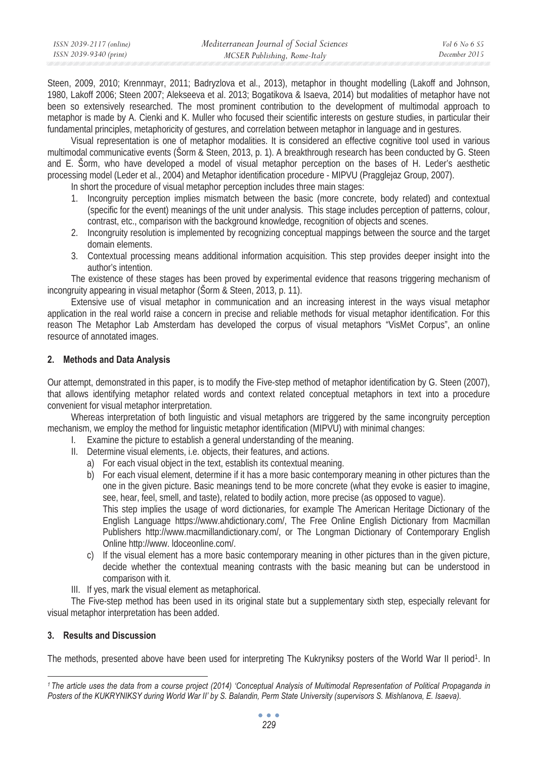Steen, 2009, 2010; Krennmayr, 2011; Badryzlova et al., 2013), metaphor in thought modelling (Lakoff and Johnson, 1980, Lakoff 2006; Steen 2007; Alekseeva et al. 2013; Bogatikova & Isaeva, 2014) but modalities of metaphor have not been so extensively researched. The most prominent contribution to the development of multimodal approach to metaphor is made by A. Cienki and K. Muller who focused their scientific interests on gesture studies, in particular their fundamental principles, metaphoricity of gestures, and correlation between metaphor in language and in gestures.

Visual representation is one of metaphor modalities. It is considered an effective cognitive tool used in various multimodal communicative events (Šorm & Steen, 2013, p. 1). A breakthrough research has been conducted by G. Steen and E. Šorm, who have developed a model of visual metaphor perception on the bases of H. Leder's aesthetic processing model (Leder et al., 2004) and Metaphor identification procedure - MIPVU (Pragglejaz Group, 2007).

In short the procedure of visual metaphor perception includes three main stages:

1. Incongruity perception implies mismatch between the basic (more concrete, body related) and contextual (specific for the event) meanings of the unit under analysis. This stage includes perception of patterns, colour, contrast, etc., comparison with the background knowledge, recognition of objects and scenes.
2. Incongruity resolution is implemented by recognizing conceptual mappings between the source and the target domain elements.
3. Contextual processing means additional information acquisition. This step provides deeper insight into the author's intention.

The existence of these stages has been proved by experimental evidence that reasons triggering mechanism of incongruity appearing in visual metaphor (Šorm & Steen, 2013, p. 11).

Extensive use of visual metaphor in communication and an increasing interest in the ways visual metaphor application in the real world raise a concern in precise and reliable methods for visual metaphor identification. For this reason The Metaphor Lab Amsterdam has developed the corpus of visual metaphors "VisMet Corpus", an online resource of annotated images.

## 2. Methods and Data Analysis

Our attempt, demonstrated in this paper, is to modify the Five-step method of metaphor identification by G. Steen (2007), that allows identifying metaphor related words and context related conceptual metaphors in text into a procedure convenient for visual metaphor interpretation.

Whereas interpretation of both linguistic and visual metaphors are triggered by the same incongruity perception mechanism, we employ the method for linguistic metaphor identification (MIPVU) with minimal changes:

I. Examine the picture to establish a general understanding of the meaning.
II. Determine visual elements, i.e. objects, their features, and actions.
   a) For each visual object in the text, establish its contextual meaning.
   b) For each visual element, determine if it has a more basic contemporary meaning in other pictures than the one in the given picture. Basic meanings tend to be more concrete (what they evoke is easier to imagine, see, hear, feel, smell, and taste), related to bodily action, more precise (as opposed to vague).
   This step implies the usage of word dictionaries, for example The American Heritage Dictionary of the English Language https://www.ahdictionary.com/, The Free Online English Dictionary from Macmillan Publishers http://www.macmillandictionary.com/, or The Longman Dictionary of Contemporary English Online http://www. ldoceonline.com/.
   c) If the visual element has a more basic contemporary meaning in other pictures than in the given picture, decide whether the contextual meaning contrasts with the basic meaning but can be understood in comparison with it.
III. If yes, mark the visual element as metaphorical.

The Five-step method has been used in its original state but a supplementary sixth step, especially relevant for visual metaphor interpretation has been added.

## 3. Results and Discussion

The methods, presented above have been used for interpreting The Kukryniksy posters of the World War II period[1]. In

*[1] The article uses the data from a course project (2014) 'Conceptual Analysis of Multimodal Representation of Political Propaganda in Posters of the KUKRYNIKSY during World War II' by S. Balandin, Perm State University (supervisors S. Mishlanova, E. Isaeva).*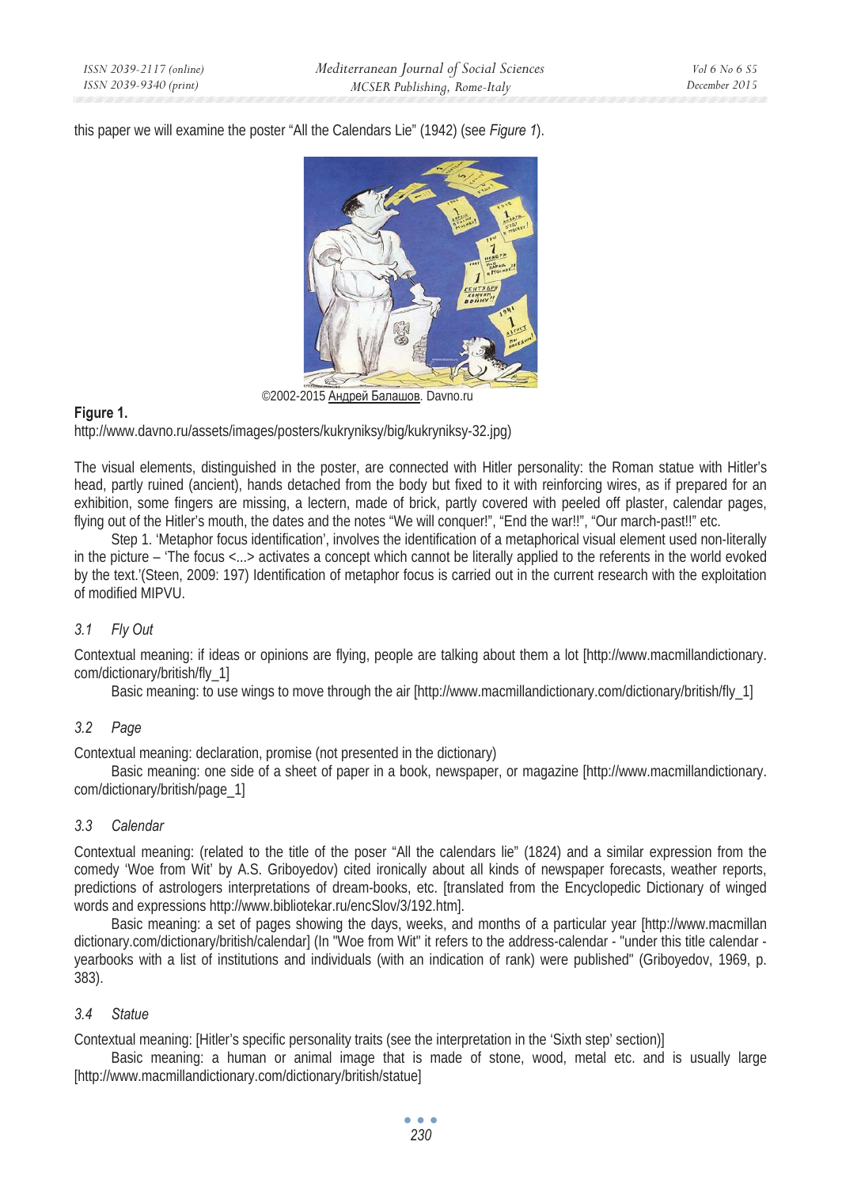this paper we will examine the poster "All the Calendars Lie" (1942) (see *Figure 1*).

©2002-2015 Андрей Балашов. Davno.ru

**Figure 1.**

http://www.davno.ru/assets/images/posters/kukryniksy/big/kukryniksy-32.jpg)

The visual elements, distinguished in the poster, are connected with Hitler personality: the Roman statue with Hitler's head, partly ruined (ancient), hands detached from the body but fixed to it with reinforcing wires, as if prepared for an exhibition, some fingers are missing, a lectern, made of brick, partly covered with peeled off plaster, calendar pages, flying out of the Hitler's mouth, the dates and the notes "We will conquer!", "End the war!!", "Our march-past!!" etc.

Step 1. 'Metaphor focus identification', involves the identification of a metaphorical visual element used non-literally in the picture – 'The focus <...> activates a concept which cannot be literally applied to the referents in the world evoked by the text.'(Steen, 2009: 197) Identification of metaphor focus is carried out in the current research with the exploitation of modified MIPVU.

### *3.1 Fly Out*

Contextual meaning: if ideas or opinions are flying, people are talking about them a lot [http://www.macmillandictionary.com/dictionary/british/fly_1]

Basic meaning: to use wings to move through the air [http://www.macmillandictionary.com/dictionary/british/fly_1]

### *3.2 Page*

Contextual meaning: declaration, promise (not presented in the dictionary)

Basic meaning: one side of a sheet of paper in a book, newspaper, or magazine [http://www.macmillandictionary.com/dictionary/british/page_1]

### *3.3 Calendar*

Contextual meaning: (related to the title of the poser "All the calendars lie" (1824) and a similar expression from the comedy 'Woe from Wit' by A.S. Griboyedov) cited ironically about all kinds of newspaper forecasts, weather reports, predictions of astrologers interpretations of dream-books, etc. [translated from the Encyclopedic Dictionary of winged words and expressions http://www.bibliotekar.ru/encSlov/3/192.htm].

Basic meaning: a set of pages showing the days, weeks, and months of a particular year [http://www.macmillandictionary.com/dictionary/british/calendar] (In "Woe from Wit" it refers to the address-calendar - "under this title calendar - yearbooks with a list of institutions and individuals (with an indication of rank) were published" (Griboyedov, 1969, p. 383).

### *3.4 Statue*

Contextual meaning: [Hitler's specific personality traits (see the interpretation in the 'Sixth step' section)]

Basic meaning: a human or animal image that is made of stone, wood, metal etc. and is usually large [http://www.macmillandictionary.com/dictionary/british/statue]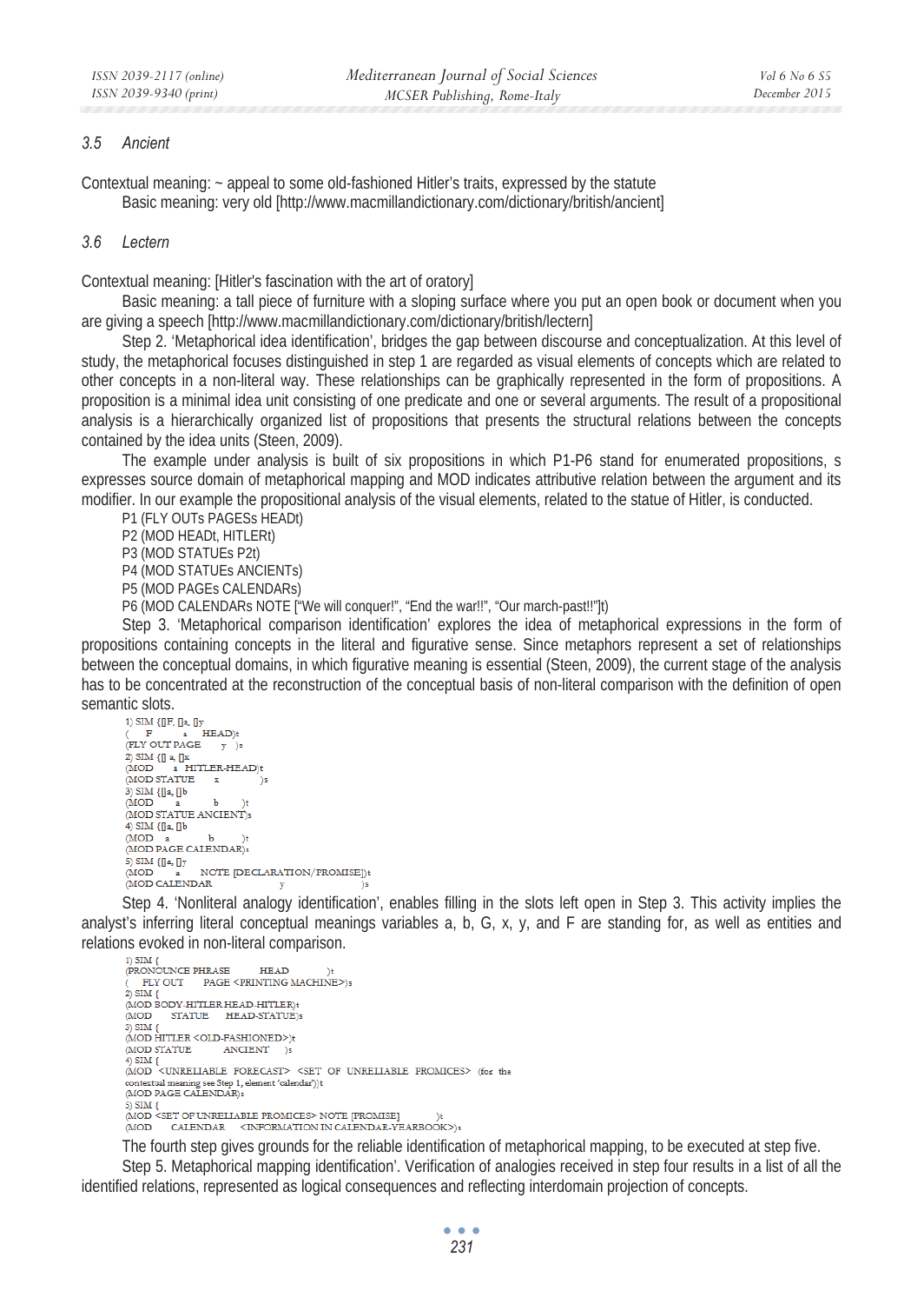### 3.5 Ancient

Contextual meaning: ~ appeal to some old-fashioned Hitler's traits, expressed by the statute

Basic meaning: very old [http://www.macmillandictionary.com/dictionary/british/ancient]

### 3.6 Lectern

Contextual meaning: [Hitler's fascination with the art of oratory]

Basic meaning: a tall piece of furniture with a sloping surface where you put an open book or document when you are giving a speech [http://www.macmillandictionary.com/dictionary/british/lectern]

Step 2. 'Metaphorical idea identification', bridges the gap between discourse and conceptualization. At this level of study, the metaphorical focuses distinguished in step 1 are regarded as visual elements of concepts which are related to other concepts in a non-literal way. These relationships can be graphically represented in the form of propositions. A proposition is a minimal idea unit consisting of one predicate and one or several arguments. The result of a propositional analysis is a hierarchically organized list of propositions that presents the structural relations between the concepts contained by the idea units (Steen, 2009).

The example under analysis is built of six propositions in which P1-P6 stand for enumerated propositions, s expresses source domain of metaphorical mapping and MOD indicates attributive relation between the argument and its modifier. In our example the propositional analysis of the visual elements, related to the statue of Hitler, is conducted.

P1 (FLY OUTs PAGEs HEADt)
P2 (MOD HEADt, HITLERt)
P3 (MOD STATUEs P2t)
P4 (MOD STATUEs ANCIENTs)
P5 (MOD PAGEs CALENDARs)
P6 (MOD CALENDARs NOTE ["We will conquer!", "End the war!!", "Our march-past!!"]t)

Step 3. 'Metaphorical comparison identification' explores the idea of metaphorical expressions in the form of propositions containing concepts in the literal and figurative sense. Since metaphors represent a set of relationships between the conceptual domains, in which figurative meaning is essential (Steen, 2009), the current stage of the analysis has to be concentrated at the reconstruction of the conceptual basis of non-literal comparison with the definition of open semantic slots.

1) SIM {∃F, ∃a, ∃y
( F a HEAD)t
(FLY OUT PAGE y )s
2) SIM {∃ a, ∃x
(MOD a HITLER-HEAD)t
(MOD STATUE x )s
3) SIM {∃a, ∃b
(MOD a b )t
(MOD STATUE ANCIENT)s
4) SIM {∃a, ∃b
(MOD a b )t
(MOD PAGE CALENDAR)s
5) SIM {∃a, ∃y
(MOD a NOTE [DECLARATION/PROMISE])t
(MOD CALENDAR y )s

Step 4. 'Nonliteral analogy identification', enables filling in the slots left open in Step 3. This activity implies the analyst's inferring literal conceptual meanings variables a, b, G, x, y, and F are standing for, as well as entities and relations evoked in non-literal comparison.

1) SIM {
(PRONOUNCE PHRASE HEAD )t
( FLY OUT PAGE <PRINTING MACHINE>)s
2) SIM {
(MOD BODY-HITLER HEAD-HITLER)t
(MOD STATUE HEAD-STATUE)s
3) SIM {
(MOD HITLER <OLD-FASHIONED>)t
(MOD STATUE ANCIENT )s
4) SIM {
(MOD <UNRELIABLE FORECAST> <SET OF UNRELIABLE PROMICES> (for the contextual meaning see Step 1, element 'calendar'))t
(MOD PAGE CALENDAR)s
5) SIM {
(MOD <SET OF UNRELIABLE PROMICES> NOTE [PROMISE] )t
(MOD CALENDAR <INFORMATION IN CALENDAR-YEARBOOK>)s

The fourth step gives grounds for the reliable identification of metaphorical mapping, to be executed at step five.

Step 5. Metaphorical mapping identification'. Verification of analogies received in step four results in a list of all the identified relations, represented as logical consequences and reflecting interdomain projection of concepts.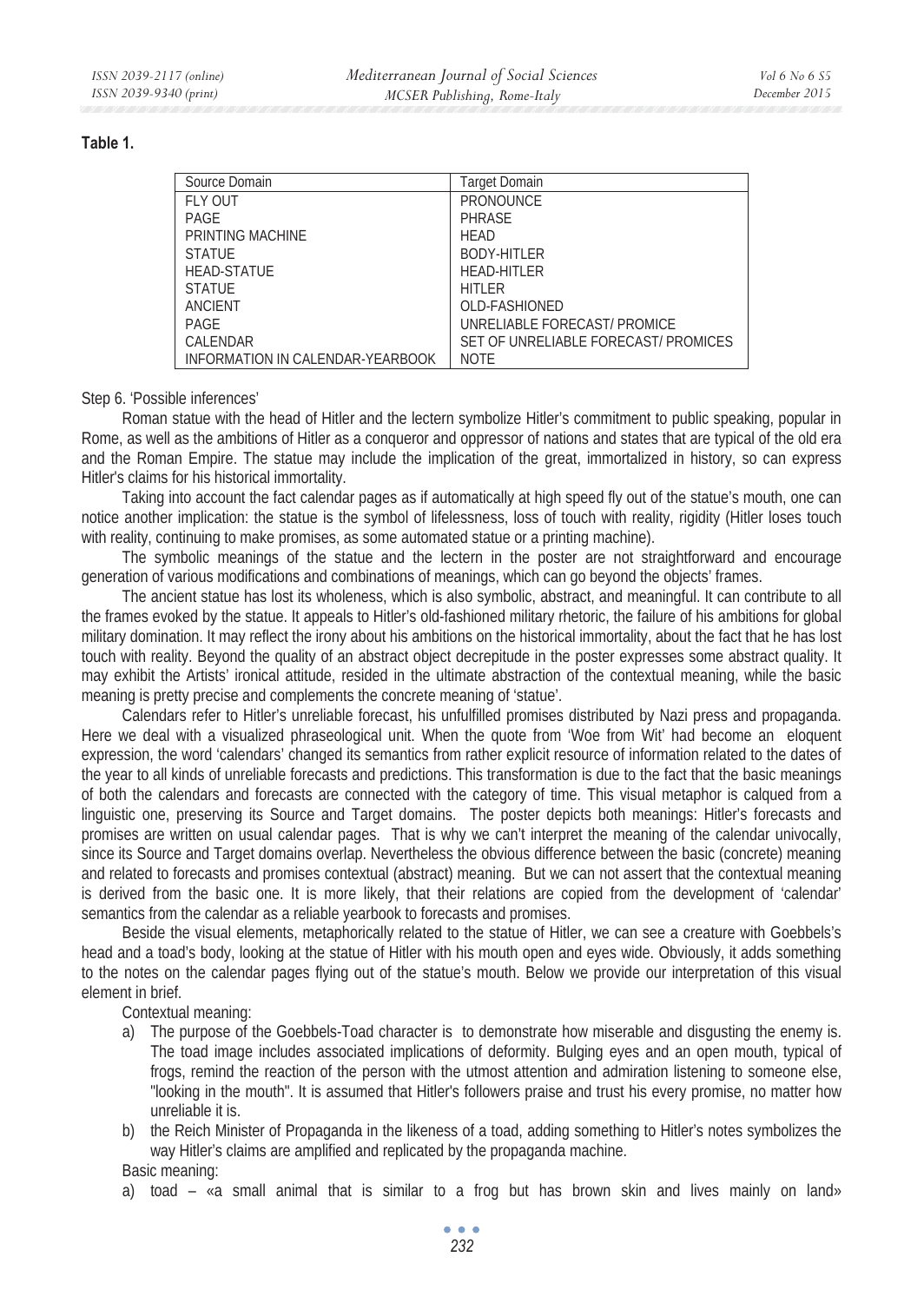**Table 1.**

| Source Domain | Target Domain |
| --- | --- |
| FLY OUT | PRONOUNCE |
| PAGE | PHRASE |
| PRINTING MACHINE | HEAD |
| STATUE | BODY-HITLER |
| HEAD-STATUE | HEAD-HITLER |
| STATUE | HITLER |
| ANCIENT | OLD-FASHIONED |
| PAGE | UNRELIABLE FORECAST/ PROMICE |
| CALENDAR | SET OF UNRELIABLE FORECAST/ PROMICES |
| INFORMATION IN CALENDAR-YEARBOOK | NOTE |

Step 6. 'Possible inferences'

Roman statue with the head of Hitler and the lectern symbolize Hitler's commitment to public speaking, popular in Rome, as well as the ambitions of Hitler as a conqueror and oppressor of nations and states that are typical of the old era and the Roman Empire. The statue may include the implication of the great, immortalized in history, so can express Hitler's claims for his historical immortality.

Taking into account the fact calendar pages as if automatically at high speed fly out of the statue's mouth, one can notice another implication: the statue is the symbol of lifelessness, loss of touch with reality, rigidity (Hitler loses touch with reality, continuing to make promises, as some automated statue or a printing machine).

The symbolic meanings of the statue and the lectern in the poster are not straightforward and encourage generation of various modifications and combinations of meanings, which can go beyond the objects' frames.

The ancient statue has lost its wholeness, which is also symbolic, abstract, and meaningful. It can contribute to all the frames evoked by the statue. It appeals to Hitler's old-fashioned military rhetoric, the failure of his ambitions for global military domination. It may reflect the irony about his ambitions on the historical immortality, about the fact that he has lost touch with reality. Beyond the quality of an abstract object decrepitude in the poster expresses some abstract quality. It may exhibit the Artists' ironical attitude, resided in the ultimate abstraction of the contextual meaning, while the basic meaning is pretty precise and complements the concrete meaning of 'statue'.

Calendars refer to Hitler's unreliable forecast, his unfulfilled promises distributed by Nazi press and propaganda. Here we deal with a visualized phraseological unit. When the quote from 'Woe from Wit' had become an eloquent expression, the word 'calendars' changed its semantics from rather explicit resource of information related to the dates of the year to all kinds of unreliable forecasts and predictions. This transformation is due to the fact that the basic meanings of both the calendars and forecasts are connected with the category of time. This visual metaphor is calqued from a linguistic one, preserving its Source and Target domains. The poster depicts both meanings: Hitler's forecasts and promises are written on usual calendar pages. That is why we can't interpret the meaning of the calendar univocally, since its Source and Target domains overlap. Nevertheless the obvious difference between the basic (concrete) meaning and related to forecasts and promises contextual (abstract) meaning. But we can not assert that the contextual meaning is derived from the basic one. It is more likely, that their relations are copied from the development of 'calendar' semantics from the calendar as a reliable yearbook to forecasts and promises.

Beside the visual elements, metaphorically related to the statue of Hitler, we can see a creature with Goebbels's head and a toad's body, looking at the statue of Hitler with his mouth open and eyes wide. Obviously, it adds something to the notes on the calendar pages flying out of the statue's mouth. Below we provide our interpretation of this visual element in brief.

Contextual meaning:

a) The purpose of the Goebbels-Toad character is to demonstrate how miserable and disgusting the enemy is. The toad image includes associated implications of deformity. Bulging eyes and an open mouth, typical of frogs, remind the reaction of the person with the utmost attention and admiration listening to someone else, "looking in the mouth". It is assumed that Hitler's followers praise and trust his every promise, no matter how unreliable it is.
b) the Reich Minister of Propaganda in the likeness of a toad, adding something to Hitler's notes symbolizes the way Hitler's claims are amplified and replicated by the propaganda machine.

Basic meaning:

a) toad – «a small animal that is similar to a frog but has brown skin and lives mainly on land»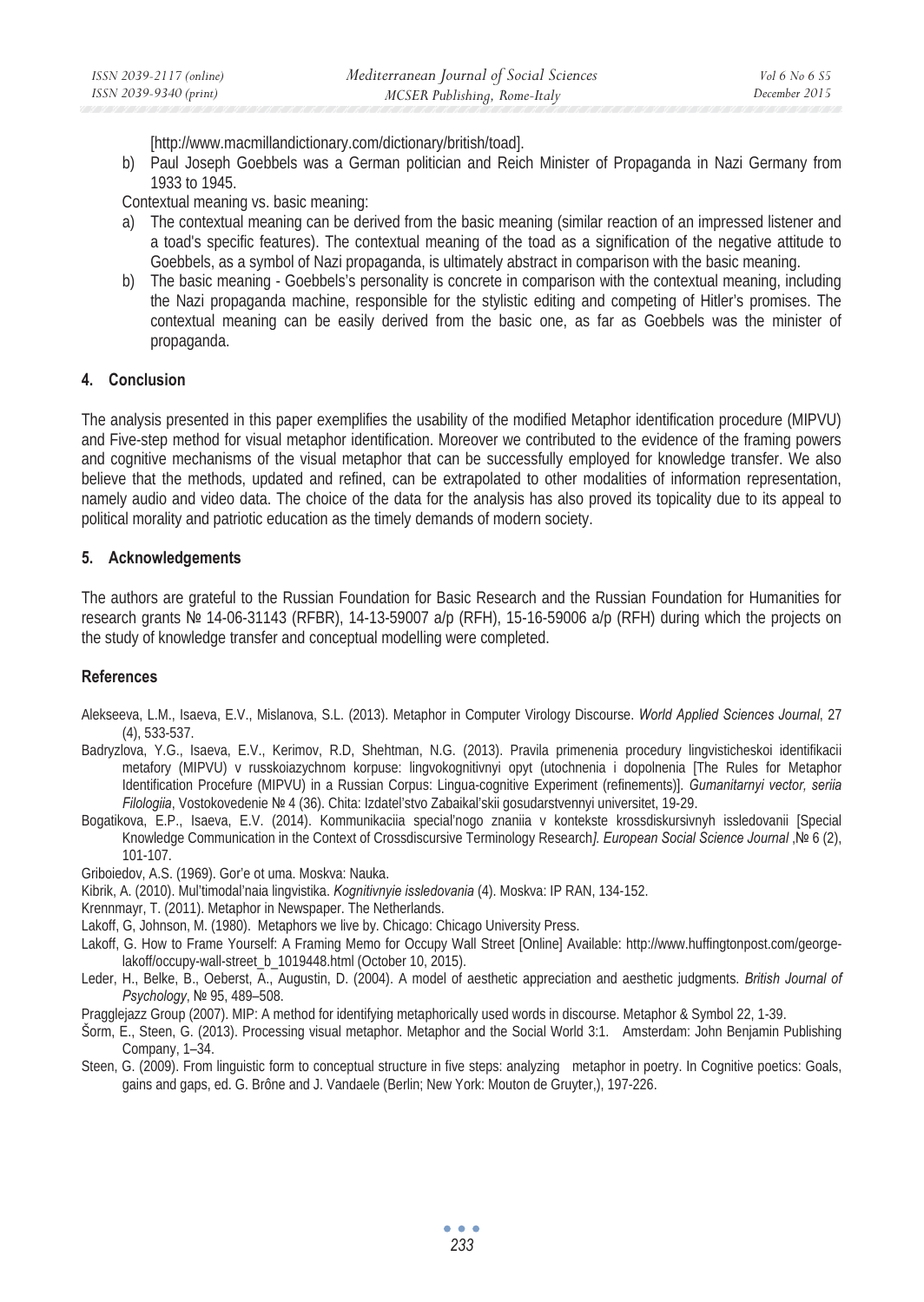[http://www.macmillandictionary.com/dictionary/british/toad].

b) Paul Joseph Goebbels was a German politician and Reich Minister of Propaganda in Nazi Germany from 1933 to 1945.

Contextual meaning vs. basic meaning:

a) The contextual meaning can be derived from the basic meaning (similar reaction of an impressed listener and a toad's specific features). The contextual meaning of the toad as a signification of the negative attitude to Goebbels, as a symbol of Nazi propaganda, is ultimately abstract in comparison with the basic meaning.

b) The basic meaning - Goebbels's personality is concrete in comparison with the contextual meaning, including the Nazi propaganda machine, responsible for the stylistic editing and competing of Hitler's promises. The contextual meaning can be easily derived from the basic one, as far as Goebbels was the minister of propaganda.

## 4. Conclusion

The analysis presented in this paper exemplifies the usability of the modified Metaphor identification procedure (MIPVU) and Five-step method for visual metaphor identification. Moreover we contributed to the evidence of the framing powers and cognitive mechanisms of the visual metaphor that can be successfully employed for knowledge transfer. We also believe that the methods, updated and refined, can be extrapolated to other modalities of information representation, namely audio and video data. The choice of the data for the analysis has also proved its topicality due to its appeal to political morality and patriotic education as the timely demands of modern society.

## 5. Acknowledgements

The authors are grateful to the Russian Foundation for Basic Research and the Russian Foundation for Humanities for research grants № 14-06-31143 (RFBR), 14-13-59007 a/p (RFH), 15-16-59006 a/p (RFH) during which the projects on the study of knowledge transfer and conceptual modelling were completed.

## References

Alekseeva, L.M., Isaeva, E.V., Mislanova, S.L. (2013). Metaphor in Computer Virology Discourse. *World Applied Sciences Journal*, 27 (4), 533-537.

Badryzlova, Y.G., Isaeva, E.V., Kerimov, R.D, Shehtman, N.G. (2013). Pravila primenenia procedury lingvisticheskoi identifikacii metafory (MIPVU) v russkoiazychnom korpuse: lingvokognitivnyi opyt (utochnenia i dopolnenia [The Rules for Metaphor Identification Procefure (MIPVU) in a Russian Corpus: Lingua-cognitive Experiment (refinements)]. *Gumanitarnyi vector, seriia Filologiia*, Vostokovedenie № 4 (36). Chita: Izdatel'stvo Zabaikal'skii gosudarstvennyi universitet, 19-29.

Bogatikova, E.P., Isaeva, E.V. (2014). Kommunikaciia special'nogo znaniia v kontekste krossdiskursivnyh issledovanii [Special Knowledge Communication in the Context of Crossdiscursive Terminology Research*]. European Social Science Journal* ,№ 6 (2), 101-107.

Griboiedov, A.S. (1969). Gor'e ot uma. Moskva: Nauka.

Kibrik, A. (2010). Mul'timodal'naia lingvistika. *Kognitivnyie issledovania* (4). Moskva: IP RAN, 134-152.

Krennmayr, T. (2011). Metaphor in Newspaper. The Netherlands.

Lakoff, G, Johnson, M. (1980). Metaphors we live by. Chicago: Chicago University Press.

Lakoff, G. How to Frame Yourself: A Framing Memo for Occupy Wall Street [Online] Available: http://www.huffingtonpost.com/george-lakoff/occupy-wall-street_b_1019448.html (October 10, 2015).

Leder, H., Belke, B., Oeberst, A., Augustin, D. (2004). A model of aesthetic appreciation and aesthetic judgments. *British Journal of Psychology*, № 95, 489–508.

Pragglejazz Group (2007). MIP: A method for identifying metaphorically used words in discourse. Metaphor & Symbol 22, 1-39.

Šorm, E., Steen, G. (2013). Processing visual metaphor. Metaphor and the Social World 3:1. Amsterdam: John Benjamin Publishing Company, 1–34.

Steen, G. (2009). From linguistic form to conceptual structure in five steps: analyzing metaphor in poetry. In Cognitive poetics: Goals, gains and gaps, ed. G. Brône and J. Vandaele (Berlin; New York: Mouton de Gruyter,), 197-226.